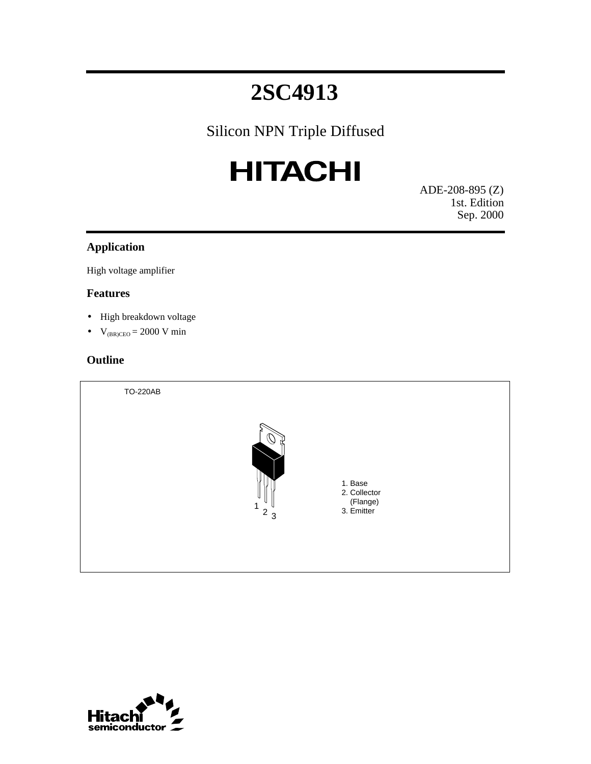# 2SC4913

Silicon NPN Triple Diffused

HITACHI

ADE-208-895 (Z)
1st. Edition
Sep. 2000

## Application

High voltage amplifier

## Features

- High breakdown voltage
- $V_{(BR)CEO}$ = 2000 V min

## Outline

TO-220AB

1. Base
2. Collector (Flange)
3. Emitter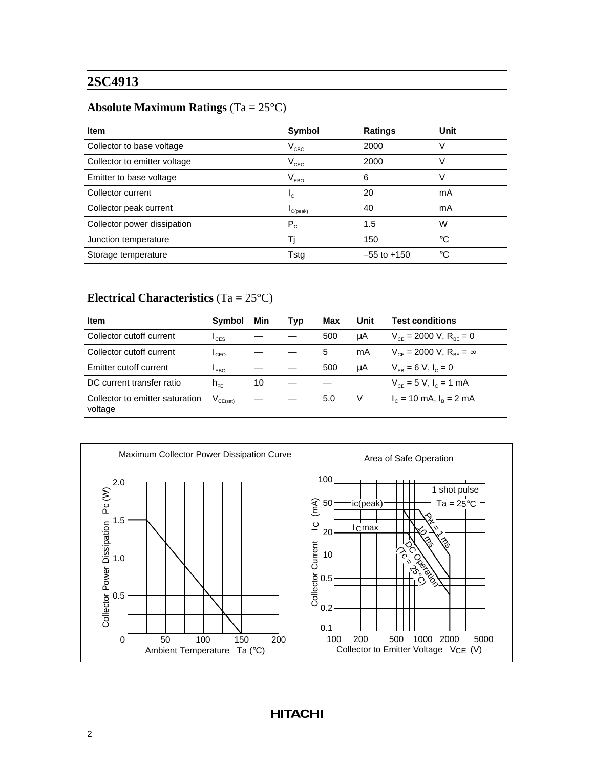## 2SC4913

### Absolute Maximum Ratings (Ta = 25°C)

| Item | Symbol | Ratings | Unit |
|---|---|---|---|
| Collector to base voltage | $V_{CBO}$ | 2000 | V |
| Collector to emitter voltage | $V_{CEO}$ | 2000 | V |
| Emitter to base voltage | $V_{EBO}$ | 6 | V |
| Collector current | $I_C$ | 20 | mA |
| Collector peak current | $I_{C(peak)}$ | 40 | mA |
| Collector power dissipation | $P_C$ | 1.5 | W |
| Junction temperature | Tj | 150 | °C |
| Storage temperature | Tstg | –55 to +150 | °C |

### Electrical Characteristics (Ta = 25°C)

| Item | Symbol | Min | Typ | Max | Unit | Test conditions |
|---|---|---|---|---|---|---|
| Collector cutoff current | $I_{CES}$ | — | — | 500 | µA | $V_{CE}$ = 2000 V, $R_{BE}$ = 0 |
| Collector cutoff current | $I_{CEO}$ | — | — | 5 | mA | $V_{CE}$ = 2000 V, $R_{BE}$ = ∞ |
| Emitter cutoff current | $I_{EBO}$ | — | — | 500 | µA | $V_{EB}$ = 6 V, $I_C$ = 0 |
| DC current transfer ratio | $h_{FE}$ | 10 | — | — | | $V_{CE}$ = 5 V, $I_C$ = 1 mA |
| Collector to emitter saturation voltage | $V_{CE(sat)}$ | — | — | 5.0 | V | $I_C$ = 10 mA, $I_B$ = 2 mA |

Maximum Collector Power Dissipation Curve

Area of Safe Operation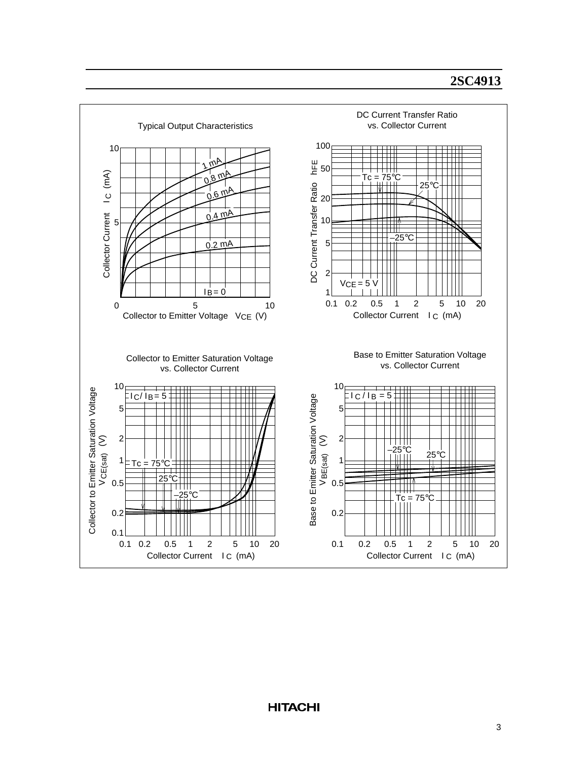Typical Output Characteristics

Collector Current $I_C$ (mA) vs. Collector to Emitter Voltage $V_{CE}$ (V)

Curves: $I_B = 0$, 0.2 mA, 0.4 mA, 0.6 mA, 0.8 mA, 1 mA

DC Current Transfer Ratio vs. Collector Current

DC Current Transfer Ratio $h_{FE}$ vs. Collector Current $I_C$ (mA)

$V_{CE} = 5$ V; Tc = 75°C, 25°C, –25°C

Collector to Emitter Saturation Voltage vs. Collector Current

Collector to Emitter Saturation Voltage $V_{CE(sat)}$ (V) vs. Collector Current $I_C$ (mA)

$I_C / I_B = 5$; Tc = 75°C, 25°C, –25°C

Base to Emitter Saturation Voltage vs. Collector Current

Base to Emitter Saturation Voltage $V_{BE(sat)}$ (V) vs. Collector Current $I_C$ (mA)

$I_C / I_B = 5$; –25°C, 25°C, Tc = 75°C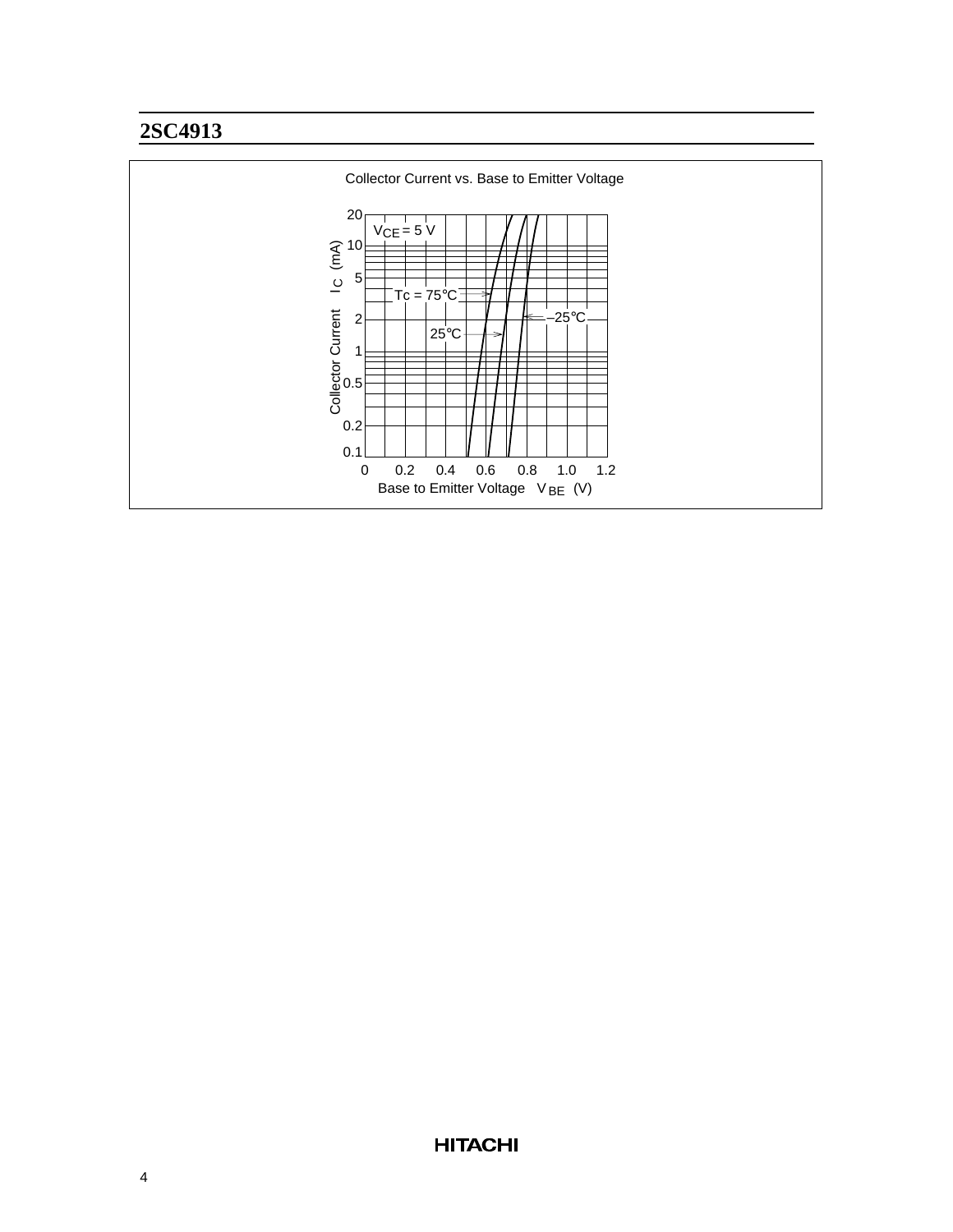Collector Current vs. Base to Emitter Voltage

$V_{CE}$ = 5 V

Tc = 75°C

25°C

–25°C

Collector Current $I_C$ (mA)

Base to Emitter Voltage $V_{BE}$ (V)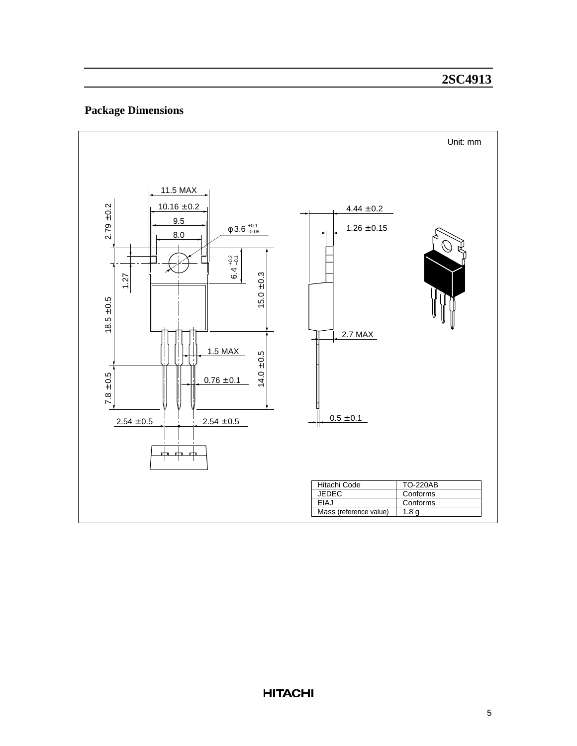## Package Dimensions

Unit: mm

11.5 MAX

10.16 ± 0.2

9.5

8.0

φ 3.6 $^{+0.1}_{-0.08}$

2.79 ± 0.2

1.27

6.4 $^{+0.2}_{-0.1}$

15.0 ± 0.3

18.5 ± 0.5

1.5 MAX

0.76 ± 0.1

14.0 ± 0.5

7.8 ± 0.5

2.54 ± 0.5

2.54 ± 0.5

4.44 ± 0.2

1.26 ± 0.15

2.7 MAX

0.5 ± 0.1

| Hitachi Code | TO-220AB |
|---|---|
| JEDEC | Conforms |
| EIAJ | Conforms |
| Mass (reference value) | 1.8 g |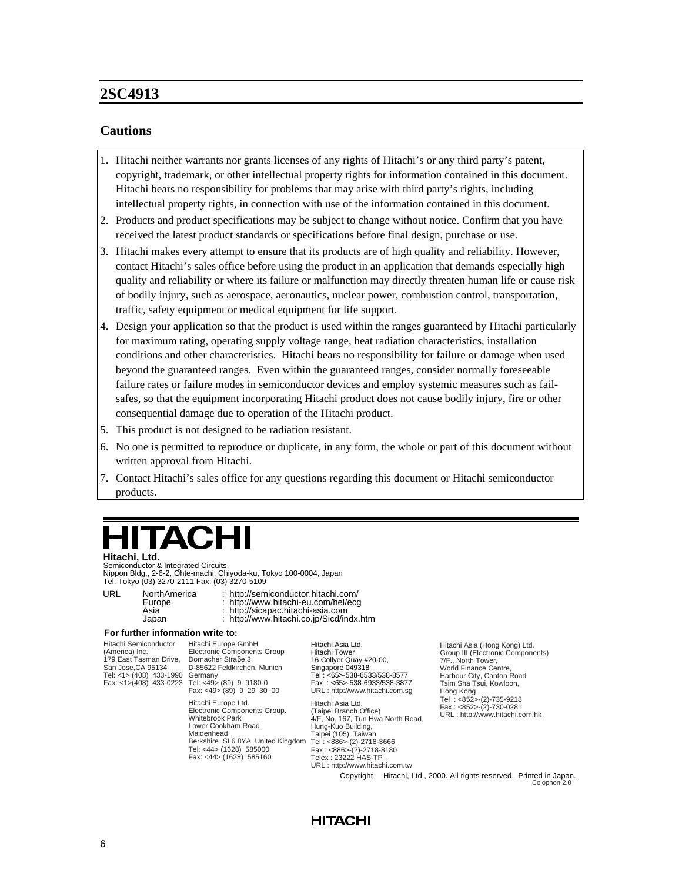## Cautions

1. Hitachi neither warrants nor grants licenses of any rights of Hitachi’s or any third party’s patent, copyright, trademark, or other intellectual property rights for information contained in this document. Hitachi bears no responsibility for problems that may arise with third party’s rights, including intellectual property rights, in connection with use of the information contained in this document.
2. Products and product specifications may be subject to change without notice. Confirm that you have received the latest product standards or specifications before final design, purchase or use.
3. Hitachi makes every attempt to ensure that its products are of high quality and reliability. However, contact Hitachi’s sales office before using the product in an application that demands especially high quality and reliability or where its failure or malfunction may directly threaten human life or cause risk of bodily injury, such as aerospace, aeronautics, nuclear power, combustion control, transportation, traffic, safety equipment or medical equipment for life support.
4. Design your application so that the product is used within the ranges guaranteed by Hitachi particularly for maximum rating, operating supply voltage range, heat radiation characteristics, installation conditions and other characteristics. Hitachi bears no responsibility for failure or damage when used beyond the guaranteed ranges. Even within the guaranteed ranges, consider normally foreseeable failure rates or failure modes in semiconductor devices and employ systemic measures such as fail-safes, so that the equipment incorporating Hitachi product does not cause bodily injury, fire or other consequential damage due to operation of the Hitachi product.
5. This product is not designed to be radiation resistant.
6. No one is permitted to reproduce or duplicate, in any form, the whole or part of this document without written approval from Hitachi.
7. Contact Hitachi’s sales office for any questions regarding this document or Hitachi semiconductor products.

# HITACHI

**Hitachi, Ltd.**
Semiconductor & Integrated Circuits.
Nippon Bldg., 2-6-2, Ohte-machi, Chiyoda-ku, Tokyo 100-0004, Japan
Tel: Tokyo (03) 3270-2111 Fax: (03) 3270-5109

| | | |
|---|---|---|
| URL | NorthAmerica | : http://semiconductor.hitachi.com/ |
| | Europe | : http://www.hitachi-eu.com/hel/ecg |
| | Asia | : http://sicapac.hitachi-asia.com |
| | Japan | : http://www.hitachi.co.jp/Sicd/indx.htm |

**For further information write to:**

Hitachi Semiconductor (America) Inc.
179 East Tasman Drive,
San Jose,CA 95134
Tel: <1> (408) 433-1990
Fax: <1>(408) 433-0223

Hitachi Europe GmbH
Electronic Components Group
Dornacher Straβe 3
D-85622 Feldkirchen, Munich
Germany
Tel: <49> (89) 9 9180-0
Fax: <49> (89) 9 29 30 00

Hitachi Europe Ltd.
Electronic Components Group.
Whitebrook Park
Lower Cookham Road
Maidenhead
Berkshire SL6 8YA, United Kingdom
Tel: <44> (1628) 585000
Fax: <44> (1628) 585160

Hitachi Asia Ltd.
Hitachi Tower
16 Collyer Quay #20-00,
Singapore 049318
Tel : <65>-538-6533/538-8577
Fax : <65>-538-6933/538-3877
URL : http://www.hitachi.com.sg

Hitachi Asia Ltd.
(Taipei Branch Office)
4/F, No. 167, Tun Hwa North Road,
Hung-Kuo Building,
Taipei (105), Taiwan
Tel : <886>-(2)-2718-3666
Fax : <886>-(2)-2718-8180
Telex : 23222 HAS-TP
URL : http://www.hitachi.com.tw

Hitachi Asia (Hong Kong) Ltd.
Group III (Electronic Components)
7/F., North Tower,
World Finance Centre,
Harbour City, Canton Road
Tsim Sha Tsui, Kowloon,
Hong Kong
Tel : <852>-(2)-735-9218
Fax : <852>-(2)-730-0281
URL : http://www.hitachi.com.hk

Copyright Hitachi, Ltd., 2000. All rights reserved. Printed in Japan.
Colophon 2.0